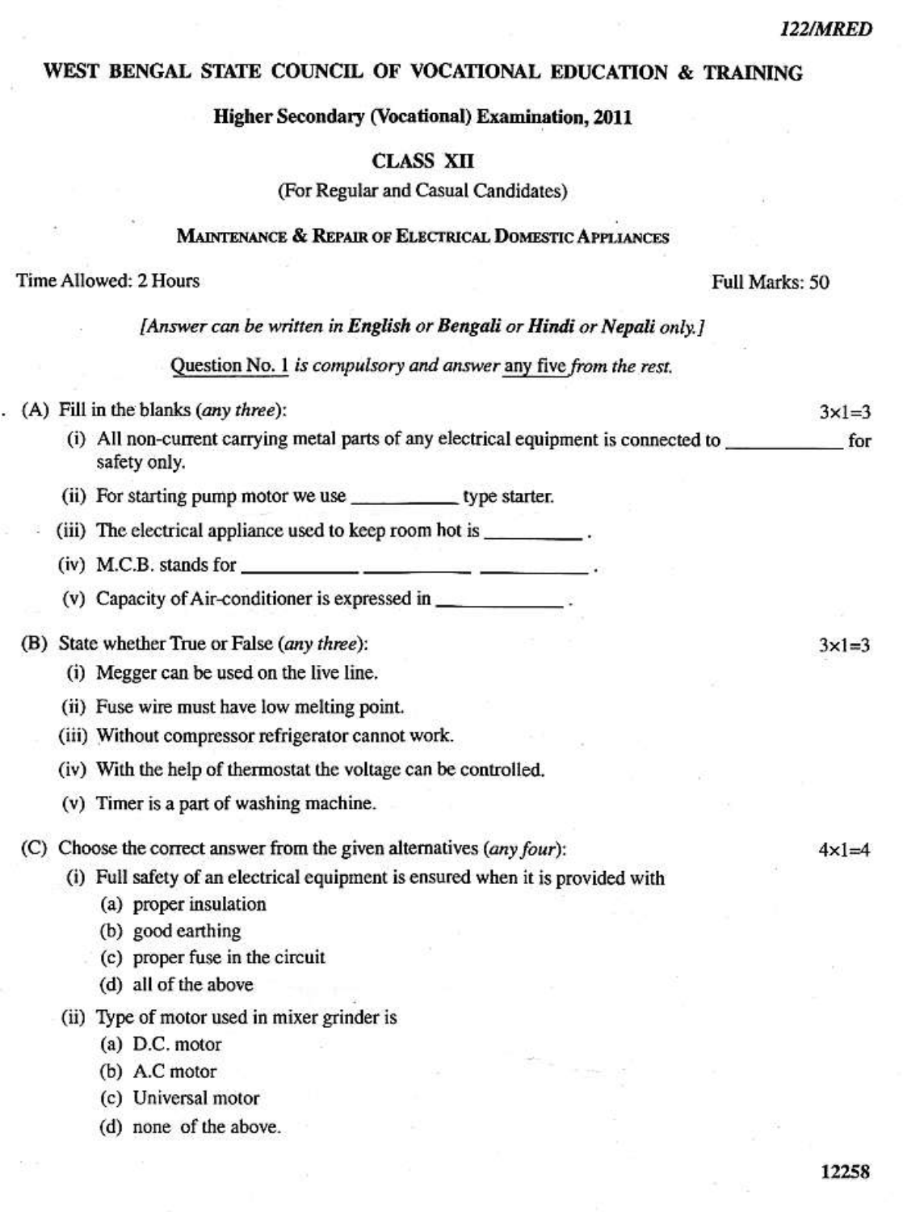122/MRED

# WEST BENGAL STATE COUNCIL OF VOCATIONAL EDUCATION & TRAINING

## Higher Secondary (Vocational) Examination, 2011

## CLASS XII

(For Regular and Casual Candidates)

### MAINTENANCE & REPAIR OF ELECTRICAL DOMESTIC APPLIANCES

Time Allowed: 2 Hours — Full Marks: 50

*[Answer can be written in **English** or **Bengali** or **Hindi** or **Nepali** only.]*

Question No. 1 *is compulsory and answer* any five *from the rest.*

1. (A) Fill in the blanks (*any three*): 3×1=3

   (i) All non-current carrying metal parts of any electrical equipment is connected to ____________ for safety only.

   (ii) For starting pump motor we use ___________ type starter.

   (iii) The electrical appliance used to keep room hot is __________ .

   (iv) M.C.B. stands for ___________ ___________ ___________ .

   (v) Capacity of Air-conditioner is expressed in _____________ .

   (B) State whether True or False (*any three*): 3×1=3

   (i) Megger can be used on the live line.

   (ii) Fuse wire must have low melting point.

   (iii) Without compressor refrigerator cannot work.

   (iv) With the help of thermostat the voltage can be controlled.

   (v) Timer is a part of washing machine.

   (C) Choose the correct answer from the given alternatives (*any four*): 4×1=4

   (i) Full safety of an electrical equipment is ensured when it is provided with

   (a) proper insulation
   (b) good earthing
   (c) proper fuse in the circuit
   (d) all of the above

   (ii) Type of motor used in mixer grinder is

   (a) D.C. motor
   (b) A.C motor
   (c) Universal motor
   (d) none of the above.

12258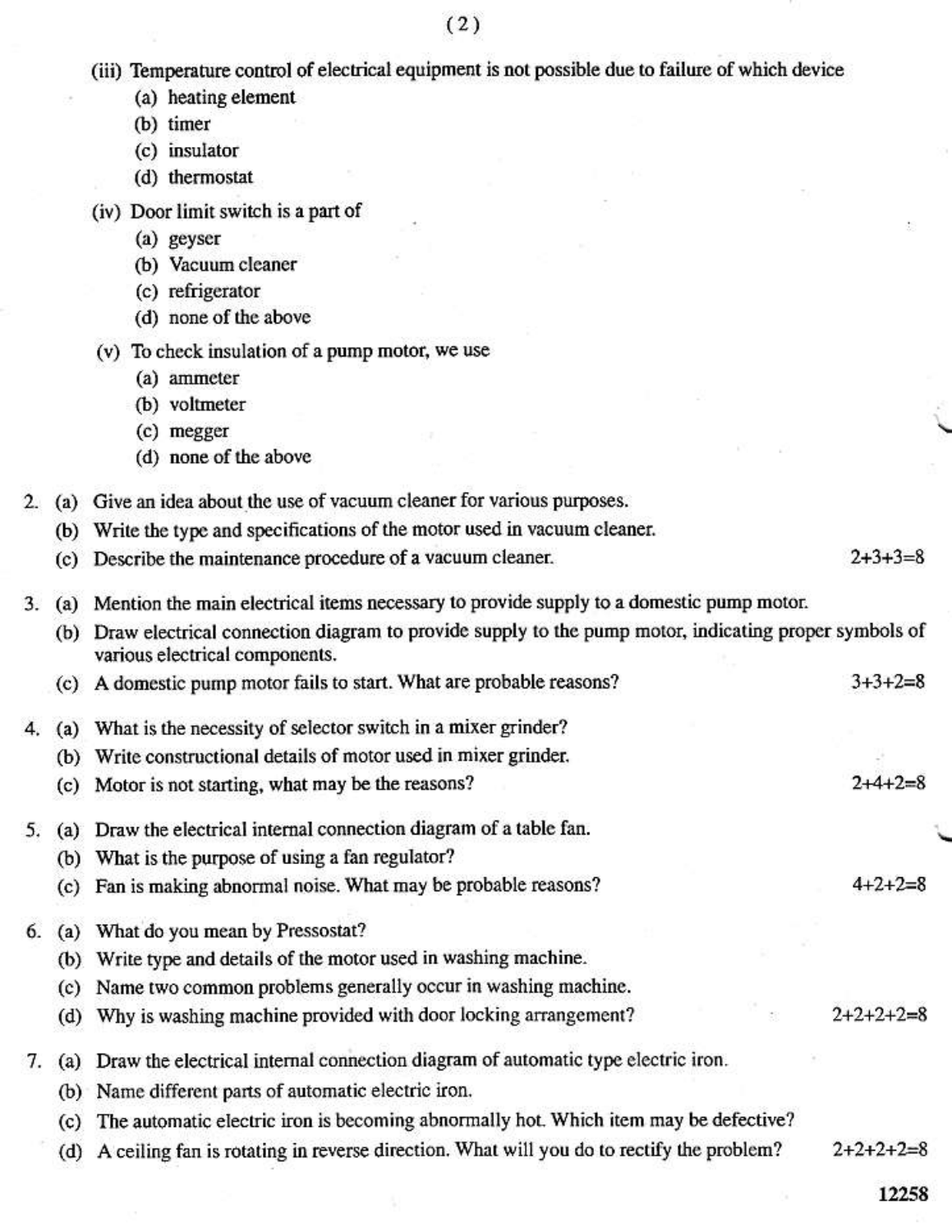(iii) Temperature control of electrical equipment is not possible due to failure of which device

- (a) heating element
- (b) timer
- (c) insulator
- (d) thermostat

(iv) Door limit switch is a part of

- (a) geyser
- (b) Vacuum cleaner
- (c) refrigerator
- (d) none of the above

(v) To check insulation of a pump motor, we use

- (a) ammeter
- (b) voltmeter
- (c) megger
- (d) none of the above

2. (a) Give an idea about the use of vacuum cleaner for various purposes.
   (b) Write the type and specifications of the motor used in vacuum cleaner.
   (c) Describe the maintenance procedure of a vacuum cleaner. 2+3+3=8

3. (a) Mention the main electrical items necessary to provide supply to a domestic pump motor.
   (b) Draw electrical connection diagram to provide supply to the pump motor, indicating proper symbols of various electrical components.
   (c) A domestic pump motor fails to start. What are probable reasons? 3+3+2=8

4. (a) What is the necessity of selector switch in a mixer grinder?
   (b) Write constructional details of motor used in mixer grinder.
   (c) Motor is not starting, what may be the reasons? 2+4+2=8

5. (a) Draw the electrical internal connection diagram of a table fan.
   (b) What is the purpose of using a fan regulator?
   (c) Fan is making abnormal noise. What may be probable reasons? 4+2+2=8

6. (a) What do you mean by Pressostat?
   (b) Write type and details of the motor used in washing machine.
   (c) Name two common problems generally occur in washing machine.
   (d) Why is washing machine provided with door locking arrangement? 2+2+2+2=8

7. (a) Draw the electrical internal connection diagram of automatic type electric iron.
   (b) Name different parts of automatic electric iron.
   (c) The automatic electric iron is becoming abnormally hot. Which item may be defective?
   (d) A ceiling fan is rotating in reverse direction. What will you do to rectify the problem? 2+2+2+2=8

12258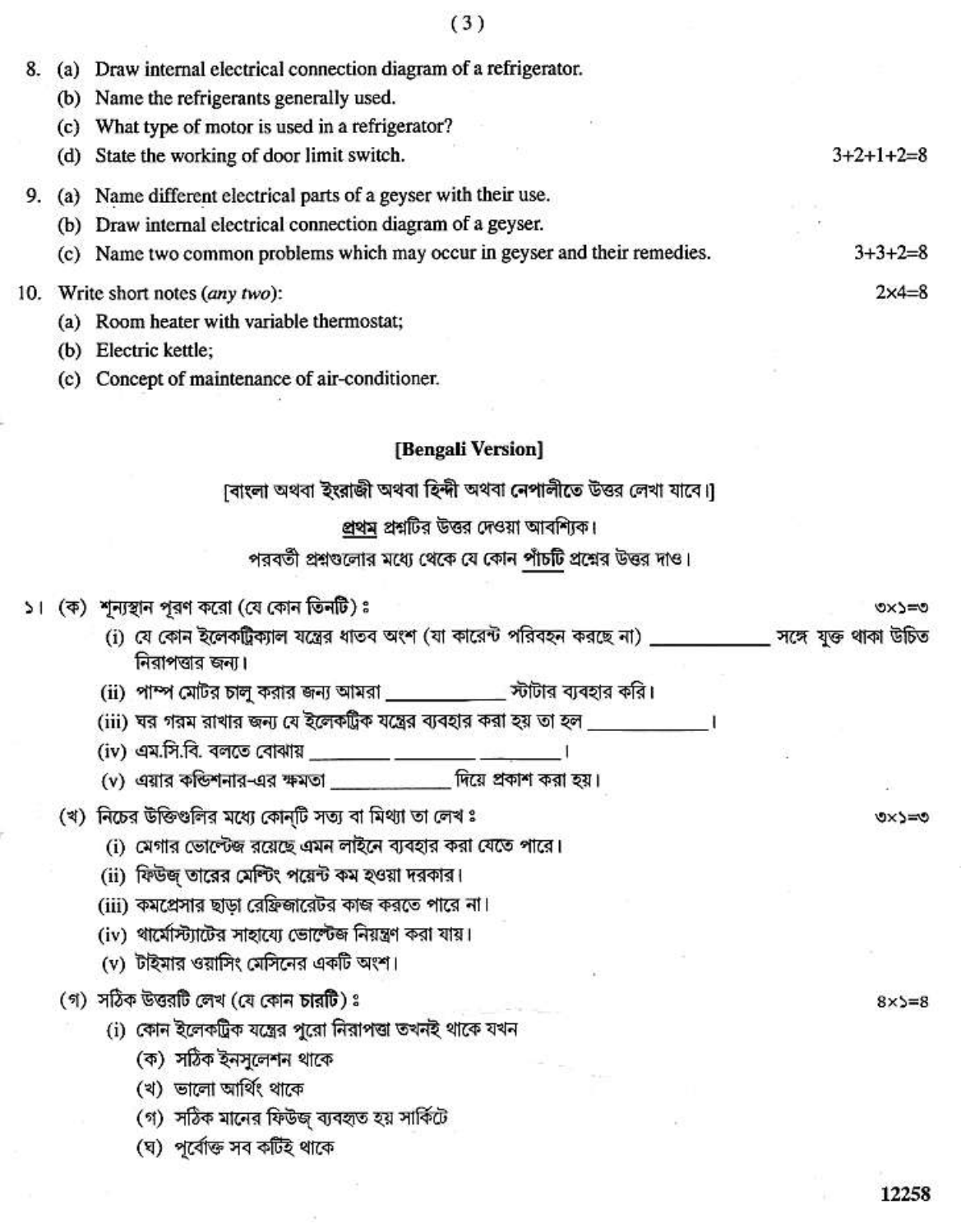8. (a) Draw internal electrical connection diagram of a refrigerator.
   (b) Name the refrigerants generally used.
   (c) What type of motor is used in a refrigerator?
   (d) State the working of door limit switch. 3+2+1+2=8

9. (a) Name different electrical parts of a geyser with their use.
   (b) Draw internal electrical connection diagram of a geyser.
   (c) Name two common problems which may occur in geyser and their remedies. 3+3+2=8

10. Write short notes (*any two*): 2×4=8
    (a) Room heater with variable thermostat;
    (b) Electric kettle;
    (c) Concept of maintenance of air-conditioner.

## [Bengali Version]

[বাংলা অথবা ইংরাজী অথবা হিন্দী অথবা নেপালীতে উত্তর লেখা যাবে।]

<u>প্রথম</u> প্রশ্নটির উত্তর দেওয়া আবশ্যিক।

পরবর্তী প্রশ্নগুলোর মধ্যে থেকে যে কোন <u>পাঁচটি</u> প্রশ্নের উত্তর দাও।

১। (ক) শূন্যস্থান পূরণ করো (যে কোন তিনটি) ঃ ৩×১=৩
   (i) যে কোন ইলেকট্রিক্যাল যন্ত্রের ধাতব অংশ (যা কারেন্ট পরিবহন করছে না) \_\_\_\_\_\_\_\_\_\_ সঙ্গে যুক্ত থাকা উচিত নিরাপত্তার জন্য।
   (ii) পাম্প মোটর চালু করার জন্য আমরা \_\_\_\_\_\_\_\_\_\_ স্টার্টার ব্যবহার করি।
   (iii) ঘর গরম রাখার জন্য যে ইলেকট্রিক যন্ত্রের ব্যবহার করা হয় তা হল \_\_\_\_\_\_\_\_\_\_।
   (iv) এম.সি.বি. বলতে বোঝায় \_\_\_\_\_\_\_\_ \_\_\_\_\_\_\_\_ \_\_\_\_\_\_\_\_।
   (v) এয়ার কন্ডিশনার-এর ক্ষমতা \_\_\_\_\_\_\_\_\_\_ দিয়ে প্রকাশ করা হয়।

   (খ) নিচের উক্তিগুলির মধ্যে কোন্‌টি সত্য বা মিথ্যা তা লেখ ঃ ৩×১=৩
   (i) মেগার ভোল্টেজ রয়েছে এমন লাইনে ব্যবহার করা যেতে পারে।
   (ii) ফিউজ্‌ তারের মেল্টিং পয়েন্ট কম হওয়া দরকার।
   (iii) কমপ্রেসার ছাড়া রেফ্রিজারেটর কাজ করতে পারে না।
   (iv) থার্মোস্ট্যাটের সাহায্যে ভোল্টেজ নিয়ন্ত্রণ করা যায়।
   (v) টাইমার ওয়াসিং মেসিনের একটি অংশ।

   (গ) সঠিক উত্তরটি লেখ (যে কোন চারটি) ঃ ৪×১=৪
   (i) কোন ইলেকট্রিক যন্ত্রের পুরো নিরাপত্তা তখনই থাকে যখন
      (ক) সঠিক ইনসুলেশন থাকে
      (খ) ভালো আর্থিং থাকে
      (গ) সঠিক মানের ফিউজ্‌ ব্যবহৃত হয় সার্কিটে
      (ঘ) পূর্বোক্ত সব কটিই থাকে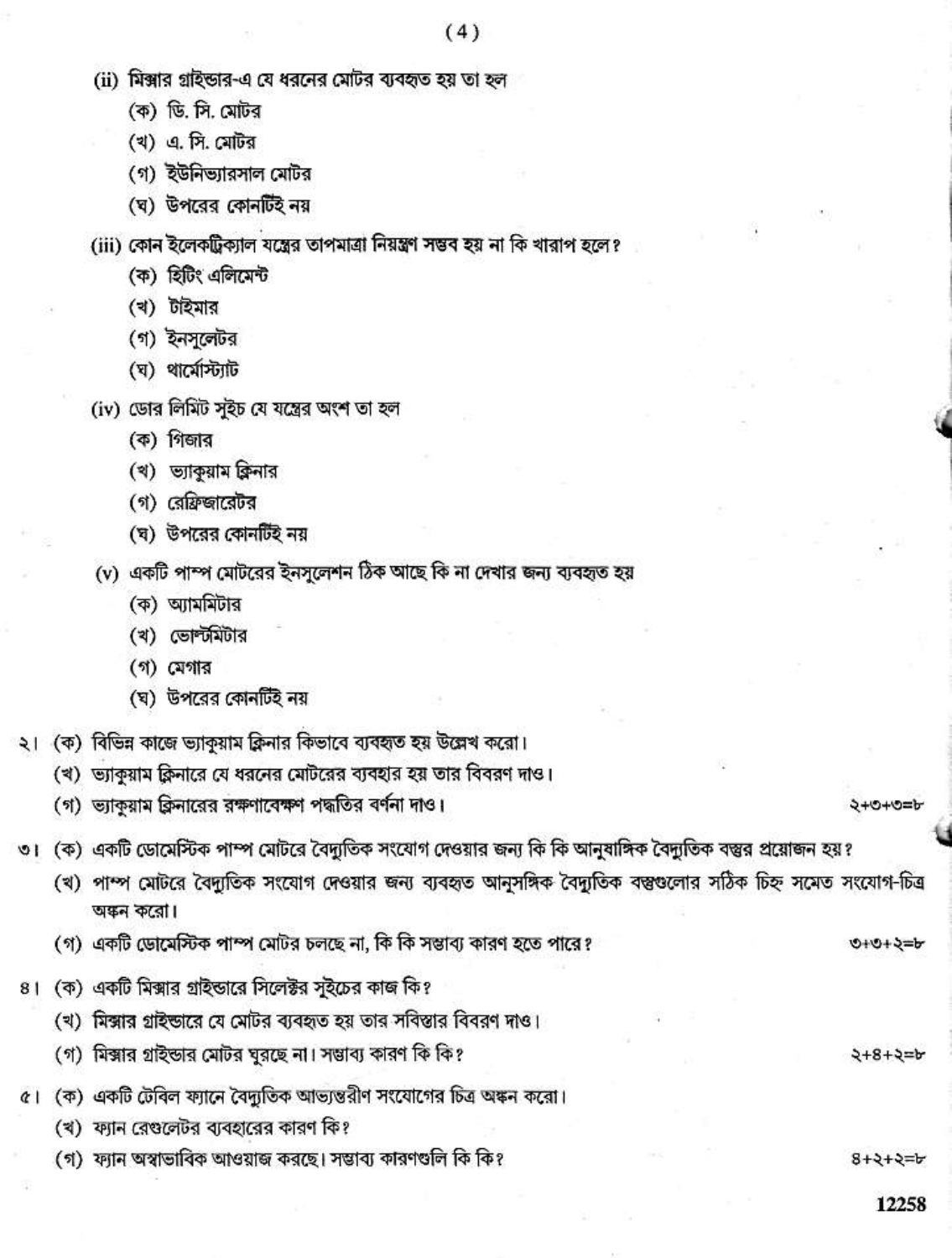(ii) মিক্সার গ্রাইন্ডার-এ যে ধরনের মোটর ব্যবহৃত হয় তা হল

(ক) ডি. সি. মোটর

(খ) এ. সি. মোটর

(গ) ইউনিভ্যারসাল মোটর

(ঘ) উপরের কোনটিই নয়

(iii) কোন ইলেকট্রিক্যাল যন্ত্রের তাপমাত্রা নিয়ন্ত্রণ সম্ভব হয় না কি খারাপ হলে?

(ক) হিটিং এলিমেন্ট

(খ) টাইমার

(গ) ইনসুলেটর

(ঘ) থার্মোস্ট্যাট

(iv) ডোর লিমিট সুইচ যে যন্ত্রের অংশ তা হল

(ক) গিজার

(খ) ভ্যাকুয়াম ক্লিনার

(গ) রেফ্রিজারেটর

(ঘ) উপরের কোনটিই নয়

(v) একটি পাম্প মোটরের ইনসুলেশন ঠিক আছে কি না দেখার জন্য ব্যবহৃত হয়

(ক) অ্যামমিটার

(খ) ভোল্টমিটার

(গ) মেগার

(ঘ) উপরের কোনটিই নয়

২। (ক) বিভিন্ন কাজে ভ্যাকুয়াম ক্লিনার কিভাবে ব্যবহৃত হয় উল্লেখ করো।

(খ) ভ্যাকুয়াম ক্লিনারে যে ধরনের মোটরের ব্যবহার হয় তার বিবরণ দাও।

(গ) ভ্যাকুয়াম ক্লিনারের রক্ষণাবেক্ষণ পদ্ধতির বর্ণনা দাও। ২+৩+৩=৮

৩। (ক) একটি ডোমেস্টিক পাম্প মোটরে বৈদ্যুতিক সংযোগ দেওয়ার জন্য কি কি আনুষাঙ্গিক বৈদ্যুতিক বস্তুর প্রয়োজন হয়?

(খ) পাম্প মোটরে বৈদ্যুতিক সংযোগ দেওয়ার জন্য ব্যবহৃত আনুসঙ্গিক বৈদ্যুতিক বস্তুগুলোর সঠিক চিহ্ন সমেত সংযোগ-চিত্র অঙ্কন করো।

(গ) একটি ডোমেস্টিক পাম্প মোটর চলছে না, কি কি সম্ভাব্য কারণ হতে পারে? ৩+৩+২=৮

৪। (ক) একটি মিক্সার গ্রাইন্ডারে সিলেক্টর সুইচের কাজ কি?

(খ) মিক্সার গ্রাইন্ডারে যে মোটর ব্যবহৃত হয় তার সবিস্তার বিবরণ দাও।

(গ) মিক্সার গ্রাইন্ডার মোটর ঘুরছে না। সম্ভাব্য কারণ কি কি? ২+৪+২=৮

৫। (ক) একটি টেবিল ফ্যানে বৈদ্যুতিক আভ্যন্তরীণ সংযোগের চিত্র অঙ্কন করো।

(খ) ফ্যান রেগুলেটর ব্যবহারের কারণ কি?

(গ) ফ্যান অস্বাভাবিক আওয়াজ করছে। সম্ভাব্য কারণগুলি কি কি? ৪+২+২=৮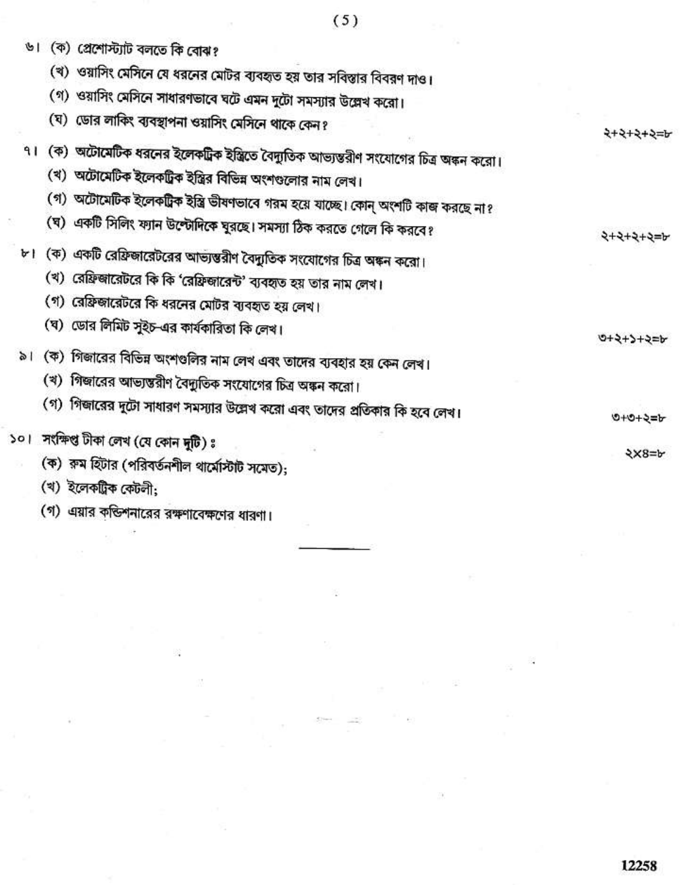৬। (ক) প্রেশোস্ট্যাট বলতে কি বোঝ?

(খ) ওয়াসিং মেসিনে যে ধরনের মোটর ব্যবহৃত হয় তার সবিস্তার বিবরণ দাও।

(গ) ওয়াসিং মেসিনে সাধারণভাবে ঘটে এমন দুটো সমস্যার উল্লেখ করো।

(ঘ) ডোর লাকিং ব্যবস্থাপনা ওয়াসিং মেসিনে থাকে কেন? ২+২+২+২=৮

৭। (ক) অটোমেটিক ধরনের ইলেকট্রিক ইস্ত্রিতে বৈদ্যুতিক আভ্যন্তরীণ সংযোগের চিত্র অঙ্কন করো।

(খ) অটোমেটিক ইলেকট্রিক ইস্ত্রির বিভিন্ন অংশগুলোর নাম লেখ।

(গ) অটোমেটিক ইলেকট্রিক ইস্ত্রি ভীষণভাবে গরম হয়ে যাচ্ছে। কোন্ অংশটি কাজ করছে না?

(ঘ) একটি সিলিং ফ্যান উল্টোদিকে ঘুরছে। সমস্যা ঠিক করতে গেলে কি করবে? ২+২+২+২=৮

৮। (ক) একটি রেফ্রিজারেটরের আভ্যন্তরীণ বৈদ্যুতিক সংযোগের চিত্র অঙ্কন করো।

(খ) রেফ্রিজারেটরে কি কি 'রেফ্রিজারেন্ট' ব্যবহৃত হয় তার নাম লেখ।

(গ) রেফ্রিজারেটরে কি ধরনের মোটর ব্যবহৃত হয় লেখ।

(ঘ) ডোর লিমিট সুইচ-এর কার্যকারিতা কি লেখ। ৩+২+১+২=৮

৯। (ক) গিজারের বিভিন্ন অংশগুলির নাম লেখ এবং তাদের ব্যবহার হয় কেন লেখ।

(খ) গিজারের আভ্যন্তরীণ বৈদ্যুতিক সংযোগের চিত্র অঙ্কন করো।

(গ) গিজারের দুটো সাধারণ সমস্যার উল্লেখ করো এবং তাদের প্রতিকার কি হবে লেখ। ৩+৩+২=৮

১০। সংক্ষিপ্ত টীকা লেখ (যে কোন দুটি): ২×৪=৮

(ক) রুম হিটার (পরিবর্তনশীল থার্মোস্টাট সমেত);

(খ) ইলেকট্রিক কেটলী;

(গ) এয়ার কন্ডিশনারের রক্ষণাবেক্ষণের ধারণা।

12258